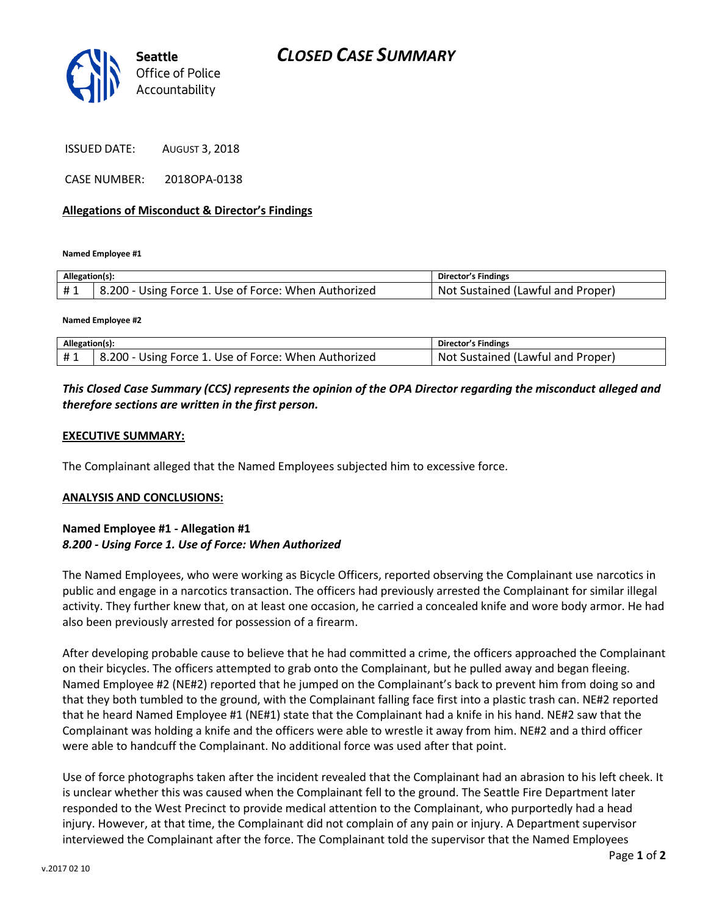Seattle Office of Police Accountability

# CLOSED CASE SUMMARY

ISSUED DATE: AUGUST 3, 2018

CASE NUMBER: 2018OPA-0138

## Allegations of Misconduct & Director's Findings

**Named Employee #1**

| Allegation(s): | | Director's Findings |
|---|---|---|
| # 1 | 8.200 - Using Force 1. Use of Force: When Authorized | Not Sustained (Lawful and Proper) |

**Named Employee #2**

| Allegation(s): | | Director's Findings |
|---|---|---|
| # 1 | 8.200 - Using Force 1. Use of Force: When Authorized | Not Sustained (Lawful and Proper) |

***This Closed Case Summary (CCS) represents the opinion of the OPA Director regarding the misconduct alleged and therefore sections are written in the first person.***

**EXECUTIVE SUMMARY:**

The Complainant alleged that the Named Employees subjected him to excessive force.

**ANALYSIS AND CONCLUSIONS:**

**Named Employee #1 - Allegation #1**
***8.200 - Using Force 1. Use of Force: When Authorized***

The Named Employees, who were working as Bicycle Officers, reported observing the Complainant use narcotics in public and engage in a narcotics transaction. The officers had previously arrested the Complainant for similar illegal activity. They further knew that, on at least one occasion, he carried a concealed knife and wore body armor. He had also been previously arrested for possession of a firearm.

After developing probable cause to believe that he had committed a crime, the officers approached the Complainant on their bicycles. The officers attempted to grab onto the Complainant, but he pulled away and began fleeing. Named Employee #2 (NE#2) reported that he jumped on the Complainant's back to prevent him from doing so and that they both tumbled to the ground, with the Complainant falling face first into a plastic trash can. NE#2 reported that he heard Named Employee #1 (NE#1) state that the Complainant had a knife in his hand. NE#2 saw that the Complainant was holding a knife and the officers were able to wrestle it away from him. NE#2 and a third officer were able to handcuff the Complainant. No additional force was used after that point.

Use of force photographs taken after the incident revealed that the Complainant had an abrasion to his left cheek. It is unclear whether this was caused when the Complainant fell to the ground. The Seattle Fire Department later responded to the West Precinct to provide medical attention to the Complainant, who purportedly had a head injury. However, at that time, the Complainant did not complain of any pain or injury. A Department supervisor interviewed the Complainant after the force. The Complainant told the supervisor that the Named Employees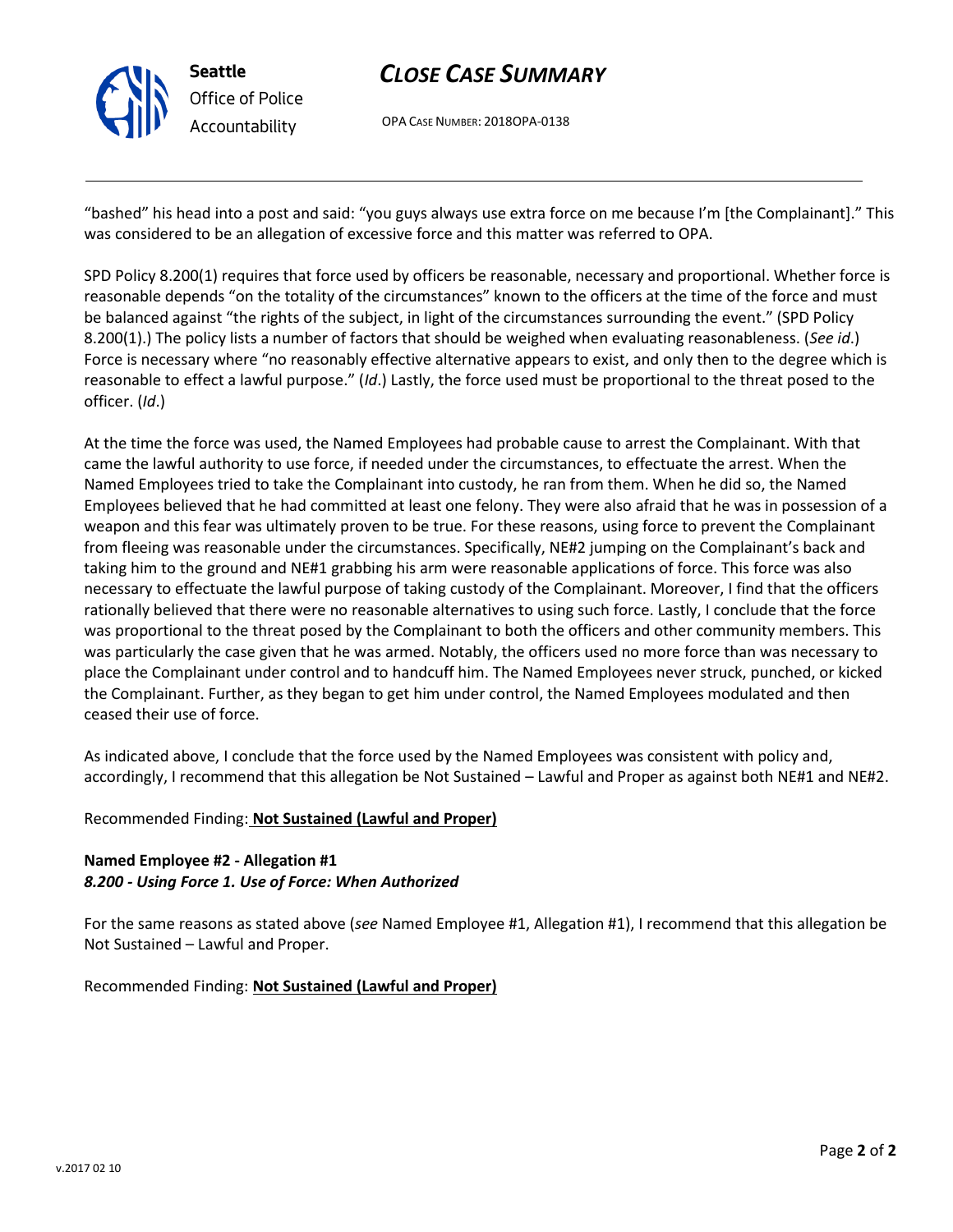"bashed" his head into a post and said: "you guys always use extra force on me because I'm [the Complainant]." This was considered to be an allegation of excessive force and this matter was referred to OPA.

SPD Policy 8.200(1) requires that force used by officers be reasonable, necessary and proportional. Whether force is reasonable depends "on the totality of the circumstances" known to the officers at the time of the force and must be balanced against "the rights of the subject, in light of the circumstances surrounding the event." (SPD Policy 8.200(1).) The policy lists a number of factors that should be weighed when evaluating reasonableness. (*See id*.) Force is necessary where "no reasonably effective alternative appears to exist, and only then to the degree which is reasonable to effect a lawful purpose." (*Id*.) Lastly, the force used must be proportional to the threat posed to the officer. (*Id*.)

At the time the force was used, the Named Employees had probable cause to arrest the Complainant. With that came the lawful authority to use force, if needed under the circumstances, to effectuate the arrest. When the Named Employees tried to take the Complainant into custody, he ran from them. When he did so, the Named Employees believed that he had committed at least one felony. They were also afraid that he was in possession of a weapon and this fear was ultimately proven to be true. For these reasons, using force to prevent the Complainant from fleeing was reasonable under the circumstances. Specifically, NE#2 jumping on the Complainant's back and taking him to the ground and NE#1 grabbing his arm were reasonable applications of force. This force was also necessary to effectuate the lawful purpose of taking custody of the Complainant. Moreover, I find that the officers rationally believed that there were no reasonable alternatives to using such force. Lastly, I conclude that the force was proportional to the threat posed by the Complainant to both the officers and other community members. This was particularly the case given that he was armed. Notably, the officers used no more force than was necessary to place the Complainant under control and to handcuff him. The Named Employees never struck, punched, or kicked the Complainant. Further, as they began to get him under control, the Named Employees modulated and then ceased their use of force.

As indicated above, I conclude that the force used by the Named Employees was consistent with policy and, accordingly, I recommend that this allegation be Not Sustained – Lawful and Proper as against both NE#1 and NE#2.

Recommended Finding: **Not Sustained (Lawful and Proper)**

**Named Employee #2 - Allegation #1**
***8.200 - Using Force 1. Use of Force: When Authorized***

For the same reasons as stated above (*see* Named Employee #1, Allegation #1), I recommend that this allegation be Not Sustained – Lawful and Proper.

Recommended Finding: **Not Sustained (Lawful and Proper)**